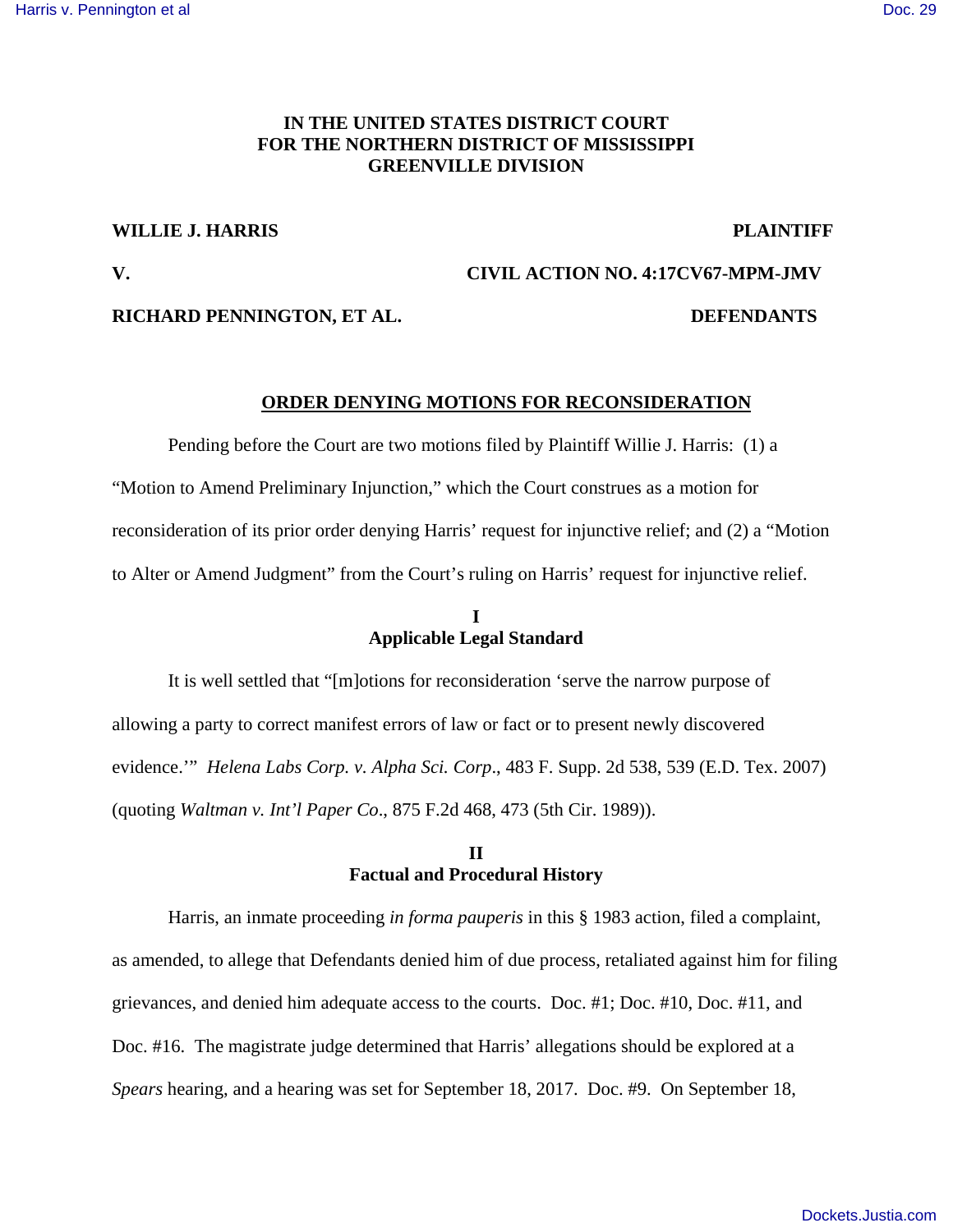**IN THE UNITED STATES DISTRICT COURT**
**FOR THE NORTHERN DISTRICT OF MISSISSIPPI**
**GREENVILLE DIVISION**

**WILLIE J. HARRIS** **PLAINTIFF**

**V.** **CIVIL ACTION NO. 4:17CV67-MPM-JMV**

**RICHARD PENNINGTON, ET AL.** **DEFENDANTS**

**ORDER DENYING MOTIONS FOR RECONSIDERATION**

Pending before the Court are two motions filed by Plaintiff Willie J. Harris: (1) a "Motion to Amend Preliminary Injunction," which the Court construes as a motion for reconsideration of its prior order denying Harris' request for injunctive relief; and (2) a "Motion to Alter or Amend Judgment" from the Court's ruling on Harris' request for injunctive relief.

## I
## Applicable Legal Standard

It is well settled that "[m]otions for reconsideration 'serve the narrow purpose of allowing a party to correct manifest errors of law or fact or to present newly discovered evidence.'" *Helena Labs Corp. v. Alpha Sci. Corp*., 483 F. Supp. 2d 538, 539 (E.D. Tex. 2007) (quoting *Waltman v. Int'l Paper Co*., 875 F.2d 468, 473 (5th Cir. 1989)).

## II
## Factual and Procedural History

Harris, an inmate proceeding *in forma pauperis* in this § 1983 action, filed a complaint, as amended, to allege that Defendants denied him of due process, retaliated against him for filing grievances, and denied him adequate access to the courts. Doc. #1; Doc. #10, Doc. #11, and Doc. #16. The magistrate judge determined that Harris' allegations should be explored at a *Spears* hearing, and a hearing was set for September 18, 2017. Doc. #9. On September 18,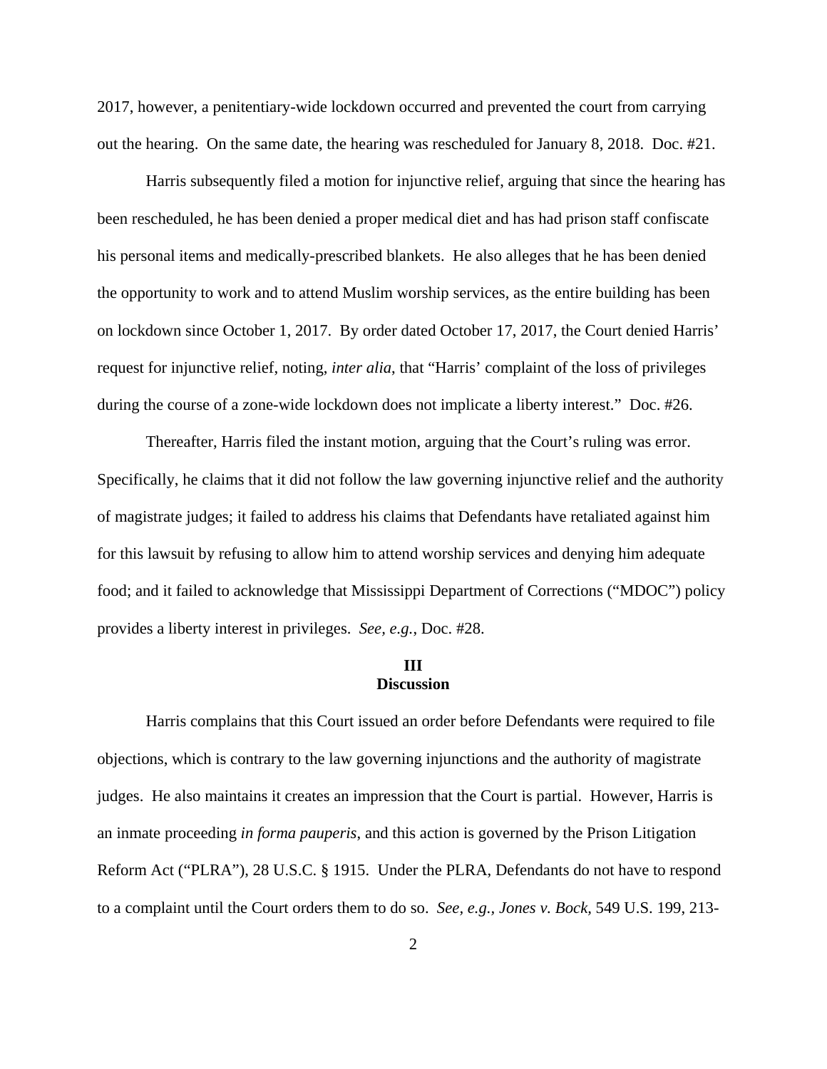2017, however, a penitentiary-wide lockdown occurred and prevented the court from carrying out the hearing. On the same date, the hearing was rescheduled for January 8, 2018. Doc. #21.

Harris subsequently filed a motion for injunctive relief, arguing that since the hearing has been rescheduled, he has been denied a proper medical diet and has had prison staff confiscate his personal items and medically-prescribed blankets. He also alleges that he has been denied the opportunity to work and to attend Muslim worship services, as the entire building has been on lockdown since October 1, 2017. By order dated October 17, 2017, the Court denied Harris' request for injunctive relief, noting, *inter alia*, that "Harris' complaint of the loss of privileges during the course of a zone-wide lockdown does not implicate a liberty interest." Doc. #26.

Thereafter, Harris filed the instant motion, arguing that the Court's ruling was error. Specifically, he claims that it did not follow the law governing injunctive relief and the authority of magistrate judges; it failed to address his claims that Defendants have retaliated against him for this lawsuit by refusing to allow him to attend worship services and denying him adequate food; and it failed to acknowledge that Mississippi Department of Corrections ("MDOC") policy provides a liberty interest in privileges. *See, e.g.*, Doc. #28.

## III
## Discussion

Harris complains that this Court issued an order before Defendants were required to file objections, which is contrary to the law governing injunctions and the authority of magistrate judges. He also maintains it creates an impression that the Court is partial. However, Harris is an inmate proceeding *in forma pauperis*, and this action is governed by the Prison Litigation Reform Act ("PLRA"), 28 U.S.C. § 1915. Under the PLRA, Defendants do not have to respond to a complaint until the Court orders them to do so. *See, e.g., Jones v. Bock,* 549 U.S. 199, 213-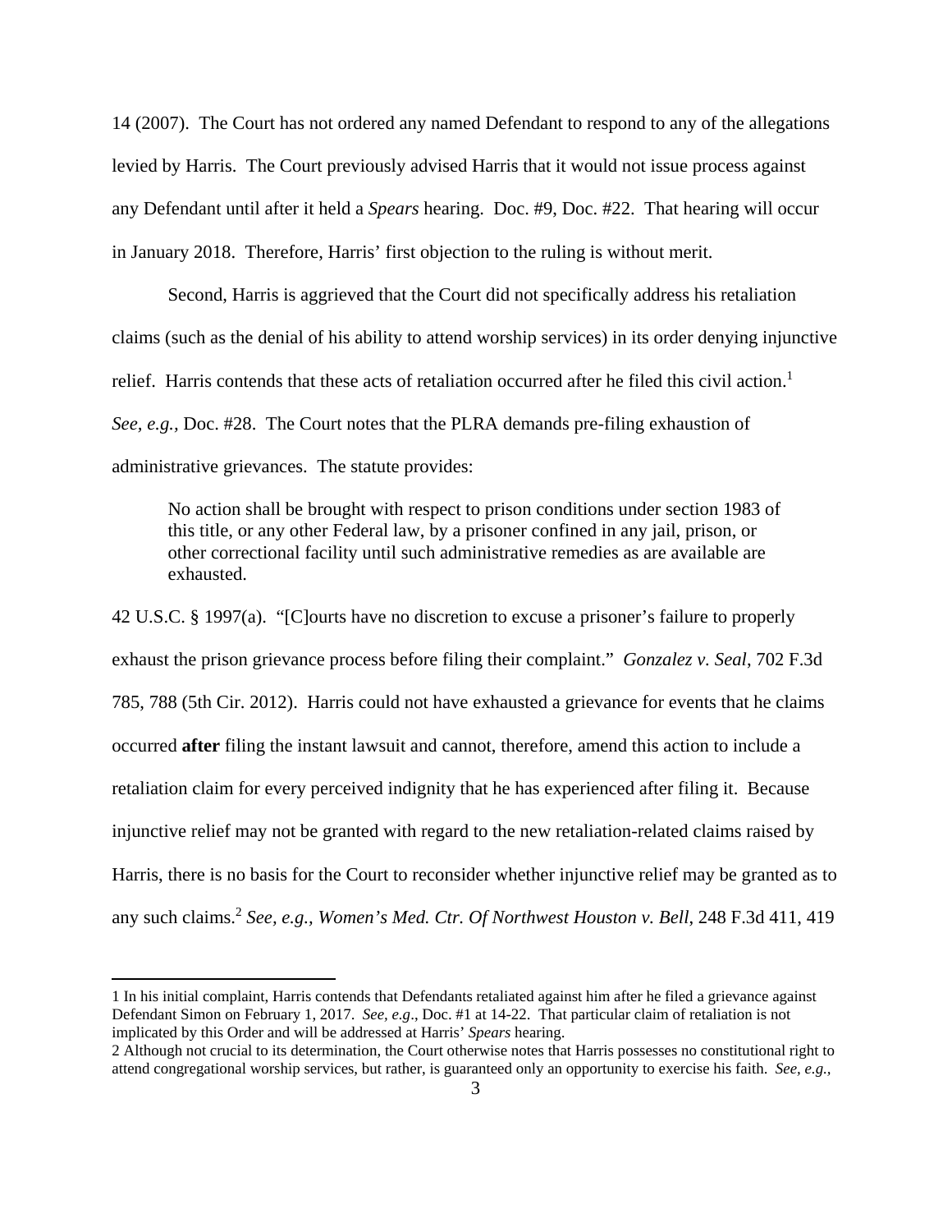14 (2007). The Court has not ordered any named Defendant to respond to any of the allegations levied by Harris. The Court previously advised Harris that it would not issue process against any Defendant until after it held a *Spears* hearing. Doc. #9, Doc. #22. That hearing will occur in January 2018. Therefore, Harris' first objection to the ruling is without merit.

Second, Harris is aggrieved that the Court did not specifically address his retaliation claims (such as the denial of his ability to attend worship services) in its order denying injunctive relief. Harris contends that these acts of retaliation occurred after he filed this civil action.[1] *See, e.g.,* Doc. #28. The Court notes that the PLRA demands pre-filing exhaustion of administrative grievances. The statute provides:

> No action shall be brought with respect to prison conditions under section 1983 of this title, or any other Federal law, by a prisoner confined in any jail, prison, or other correctional facility until such administrative remedies as are available are exhausted.

42 U.S.C. § 1997(a). "[C]ourts have no discretion to excuse a prisoner's failure to properly exhaust the prison grievance process before filing their complaint." *Gonzalez v. Seal*, 702 F.3d 785, 788 (5th Cir. 2012). Harris could not have exhausted a grievance for events that he claims occurred **after** filing the instant lawsuit and cannot, therefore, amend this action to include a retaliation claim for every perceived indignity that he has experienced after filing it. Because injunctive relief may not be granted with regard to the new retaliation-related claims raised by Harris, there is no basis for the Court to reconsider whether injunctive relief may be granted as to any such claims.[2] *See, e.g., Women's Med. Ctr. Of Northwest Houston v. Bell*, 248 F.3d 411, 419

---

1 In his initial complaint, Harris contends that Defendants retaliated against him after he filed a grievance against Defendant Simon on February 1, 2017. *See, e.g*., Doc. #1 at 14-22. That particular claim of retaliation is not implicated by this Order and will be addressed at Harris' *Spears* hearing.

2 Although not crucial to its determination, the Court otherwise notes that Harris possesses no constitutional right to attend congregational worship services, but rather, is guaranteed only an opportunity to exercise his faith. *See, e.g.,*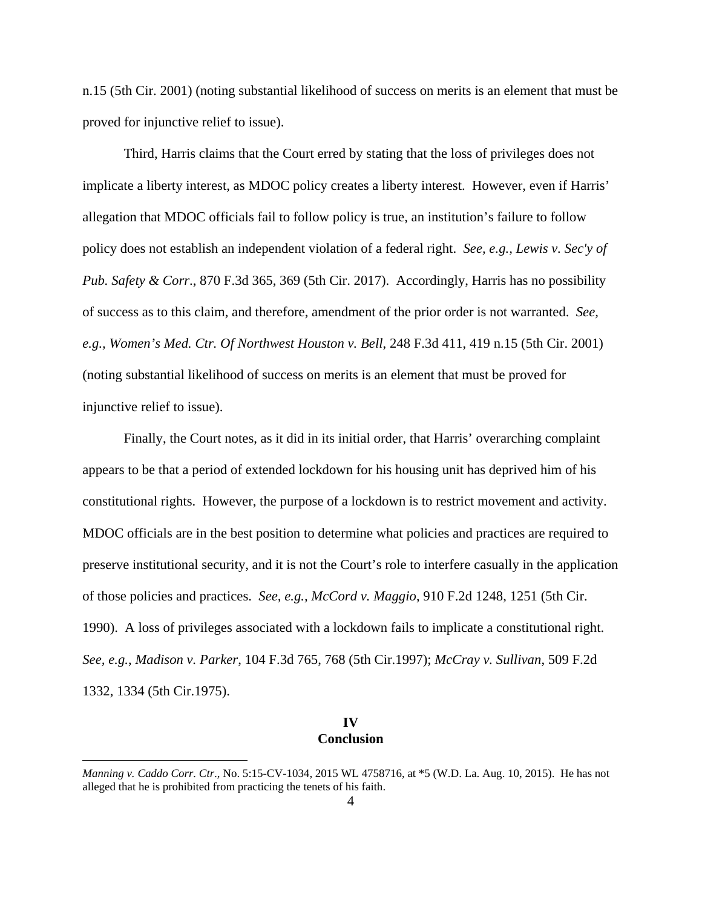n.15 (5th Cir. 2001) (noting substantial likelihood of success on merits is an element that must be proved for injunctive relief to issue).

Third, Harris claims that the Court erred by stating that the loss of privileges does not implicate a liberty interest, as MDOC policy creates a liberty interest. However, even if Harris' allegation that MDOC officials fail to follow policy is true, an institution's failure to follow policy does not establish an independent violation of a federal right. *See, e.g., Lewis v. Sec'y of Pub. Safety & Corr.*, 870 F.3d 365, 369 (5th Cir. 2017). Accordingly, Harris has no possibility of success as to this claim, and therefore, amendment of the prior order is not warranted. *See, e.g., Women's Med. Ctr. Of Northwest Houston v. Bell*, 248 F.3d 411, 419 n.15 (5th Cir. 2001) (noting substantial likelihood of success on merits is an element that must be proved for injunctive relief to issue).

Finally, the Court notes, as it did in its initial order, that Harris' overarching complaint appears to be that a period of extended lockdown for his housing unit has deprived him of his constitutional rights. However, the purpose of a lockdown is to restrict movement and activity. MDOC officials are in the best position to determine what policies and practices are required to preserve institutional security, and it is not the Court's role to interfere casually in the application of those policies and practices. *See, e.g., McCord v. Maggio*, 910 F.2d 1248, 1251 (5th Cir. 1990). A loss of privileges associated with a lockdown fails to implicate a constitutional right. *See, e.g.*, *Madison v. Parker*, 104 F.3d 765, 768 (5th Cir.1997); *McCray v. Sullivan*, 509 F.2d 1332, 1334 (5th Cir.1975).

## IV
## Conclusion

---

*Manning v. Caddo Corr. Ctr.*, No. 5:15-CV-1034, 2015 WL 4758716, at *5 (W.D. La. Aug. 10, 2015). He has not alleged that he is prohibited from practicing the tenets of his faith.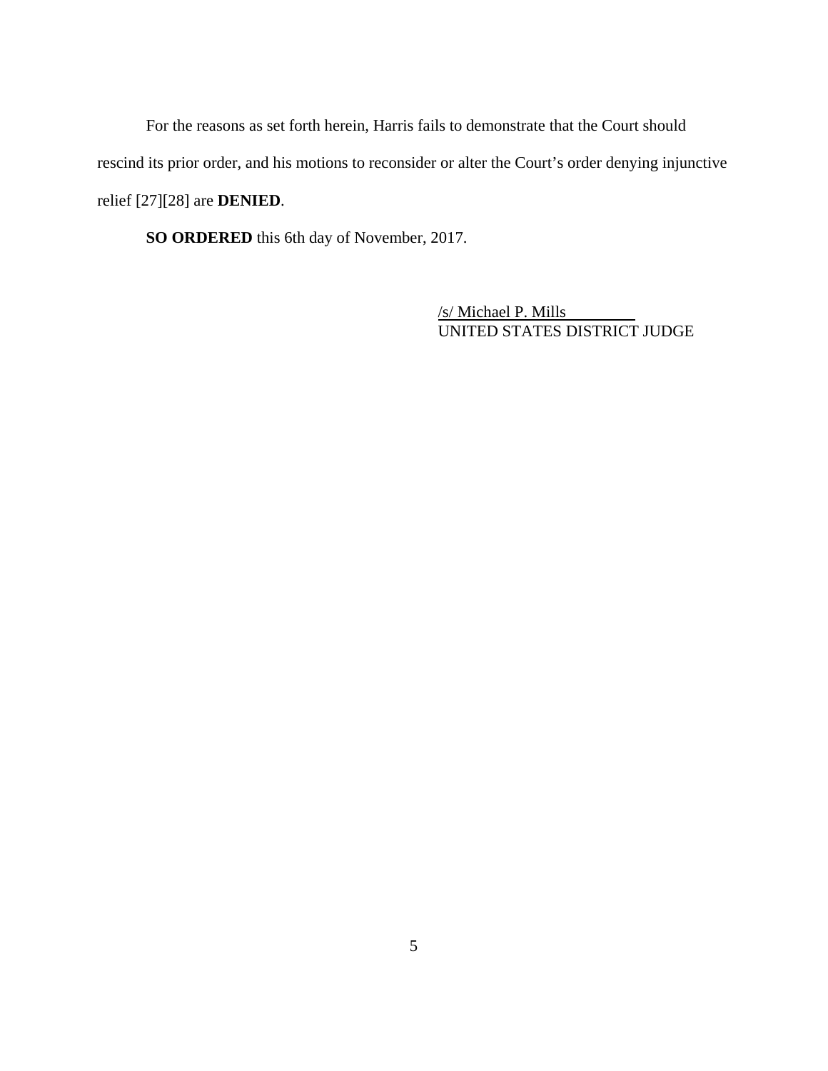For the reasons as set forth herein, Harris fails to demonstrate that the Court should rescind its prior order, and his motions to reconsider or alter the Court's order denying injunctive relief [27][28] are **DENIED**.

**SO ORDERED** this 6th day of November, 2017.

/s/ Michael P. Mills
UNITED STATES DISTRICT JUDGE